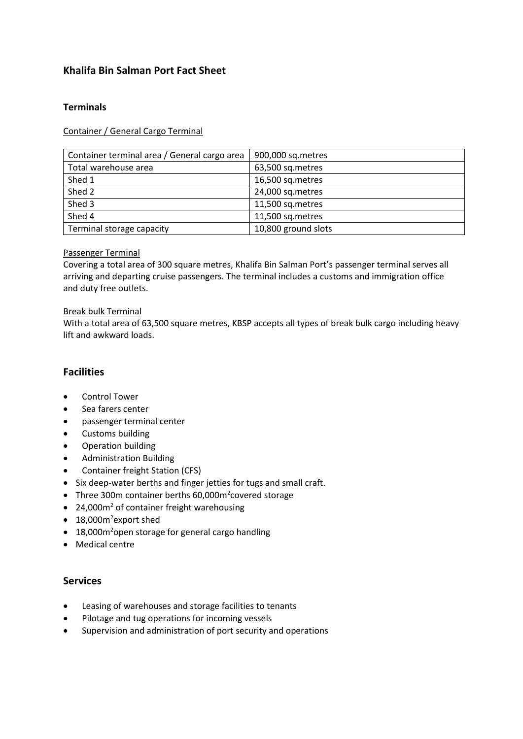# Khalifa Bin Salman Port Fact Sheet

## Terminals

Container / General Cargo Terminal

| Container terminal area / General cargo area | 900,000 sq.metres |
|---|---|
| Total warehouse area | 63,500 sq.metres |
| Shed 1 | 16,500 sq.metres |
| Shed 2 | 24,000 sq.metres |
| Shed 3 | 11,500 sq.metres |
| Shed 4 | 11,500 sq.metres |
| Terminal storage capacity | 10,800 ground slots |

Passenger Terminal

Covering a total area of 300 square metres, Khalifa Bin Salman Port's passenger terminal serves all arriving and departing cruise passengers. The terminal includes a customs and immigration office and duty free outlets.

Break bulk Terminal

With a total area of 63,500 square metres, KBSP accepts all types of break bulk cargo including heavy lift and awkward loads.

## Facilities

- Control Tower
- Sea farers center
- passenger terminal center
- Customs building
- Operation building
- Administration Building
- Container freight Station (CFS)
- Six deep-water berths and finger jetties for tugs and small craft.
- Three 300m container berths 60,000m$^2$covered storage
- 24,000m$^2$ of container freight warehousing
- 18,000m$^2$export shed
- 18,000m$^2$open storage for general cargo handling
- Medical centre

## Services

- Leasing of warehouses and storage facilities to tenants
- Pilotage and tug operations for incoming vessels
- Supervision and administration of port security and operations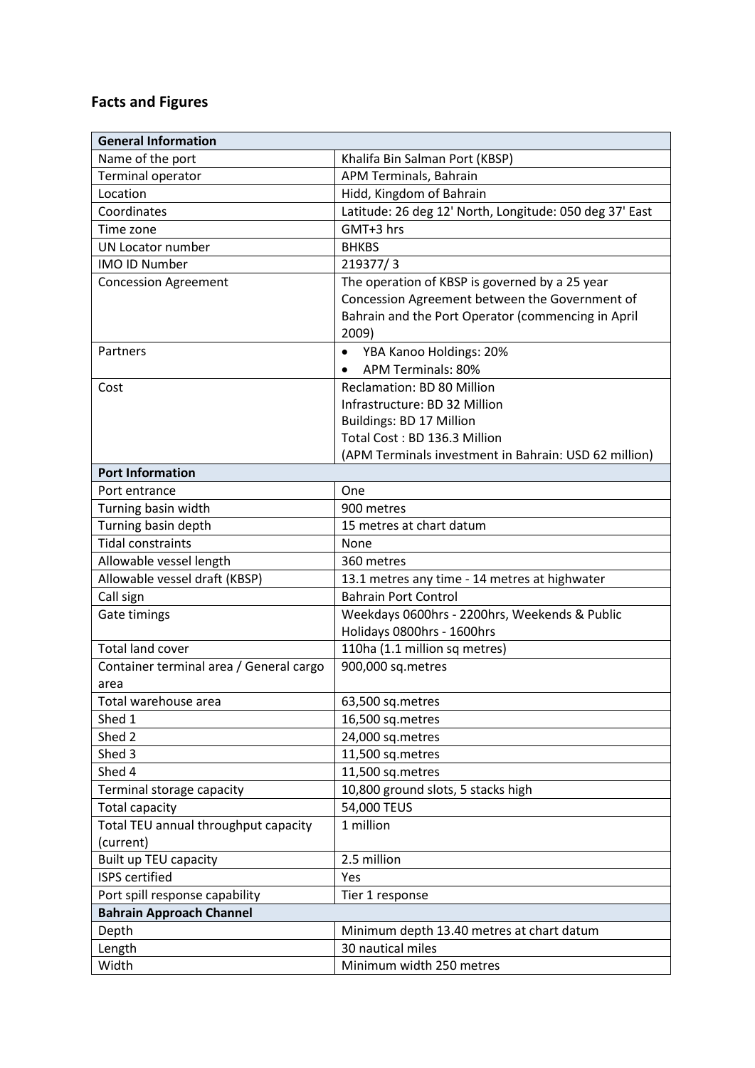## Facts and Figures

| **General Information** | |
|---|---|
| Name of the port | Khalifa Bin Salman Port (KBSP) |
| Terminal operator | APM Terminals, Bahrain |
| Location | Hidd, Kingdom of Bahrain |
| Coordinates | Latitude: 26 deg 12' North, Longitude: 050 deg 37' East |
| Time zone | GMT+3 hrs |
| UN Locator number | BHKBS |
| IMO ID Number | 219377/ 3 |
| Concession Agreement | The operation of KBSP is governed by a 25 year Concession Agreement between the Government of Bahrain and the Port Operator (commencing in April 2009) |
| Partners | • YBA Kanoo Holdings: 20%<br>• APM Terminals: 80% |
| Cost | Reclamation: BD 80 Million<br>Infrastructure: BD 32 Million<br>Buildings: BD 17 Million<br>Total Cost : BD 136.3 Million<br>(APM Terminals investment in Bahrain: USD 62 million) |
| **Port Information** | |
| Port entrance | One |
| Turning basin width | 900 metres |
| Turning basin depth | 15 metres at chart datum |
| Tidal constraints | None |
| Allowable vessel length | 360 metres |
| Allowable vessel draft (KBSP) | 13.1 metres any time - 14 metres at highwater |
| Call sign | Bahrain Port Control |
| Gate timings | Weekdays 0600hrs - 2200hrs, Weekends & Public Holidays 0800hrs - 1600hrs |
| Total land cover | 110ha (1.1 million sq metres) |
| Container terminal area / General cargo area | 900,000 sq.metres |
| Total warehouse area | 63,500 sq.metres |
| Shed 1 | 16,500 sq.metres |
| Shed 2 | 24,000 sq.metres |
| Shed 3 | 11,500 sq.metres |
| Shed 4 | 11,500 sq.metres |
| Terminal storage capacity | 10,800 ground slots, 5 stacks high |
| Total capacity | 54,000 TEUS |
| Total TEU annual throughput capacity (current) | 1 million |
| Built up TEU capacity | 2.5 million |
| ISPS certified | Yes |
| Port spill response capability | Tier 1 response |
| **Bahrain Approach Channel** | |
| Depth | Minimum depth 13.40 metres at chart datum |
| Length | 30 nautical miles |
| Width | Minimum width 250 metres |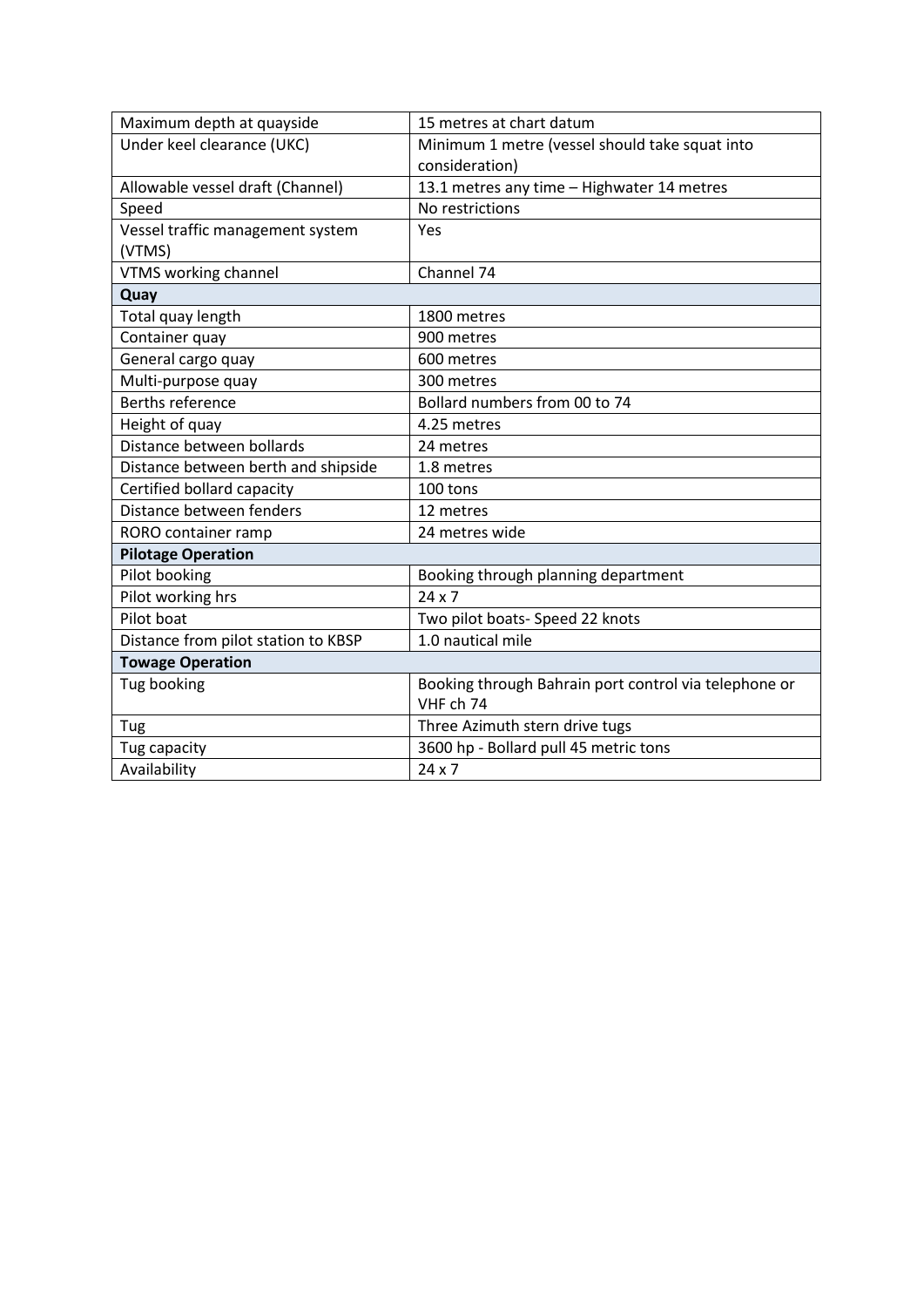| | |
|---|---|
| Maximum depth at quayside | 15 metres at chart datum |
| Under keel clearance (UKC) | Minimum 1 metre (vessel should take squat into consideration) |
| Allowable vessel draft (Channel) | 13.1 metres any time – Highwater 14 metres |
| Speed | No restrictions |
| Vessel traffic management system (VTMS) | Yes |
| VTMS working channel | Channel 74 |
| **Quay** | |
| Total quay length | 1800 metres |
| Container quay | 900 metres |
| General cargo quay | 600 metres |
| Multi-purpose quay | 300 metres |
| Berths reference | Bollard numbers from 00 to 74 |
| Height of quay | 4.25 metres |
| Distance between bollards | 24 metres |
| Distance between berth and shipside | 1.8 metres |
| Certified bollard capacity | 100 tons |
| Distance between fenders | 12 metres |
| RORO container ramp | 24 metres wide |
| **Pilotage Operation** | |
| Pilot booking | Booking through planning department |
| Pilot working hrs | 24 x 7 |
| Pilot boat | Two pilot boats- Speed 22 knots |
| Distance from pilot station to KBSP | 1.0 nautical mile |
| **Towage Operation** | |
| Tug booking | Booking through Bahrain port control via telephone or VHF ch 74 |
| Tug | Three Azimuth stern drive tugs |
| Tug capacity | 3600 hp - Bollard pull 45 metric tons |
| Availability | 24 x 7 |